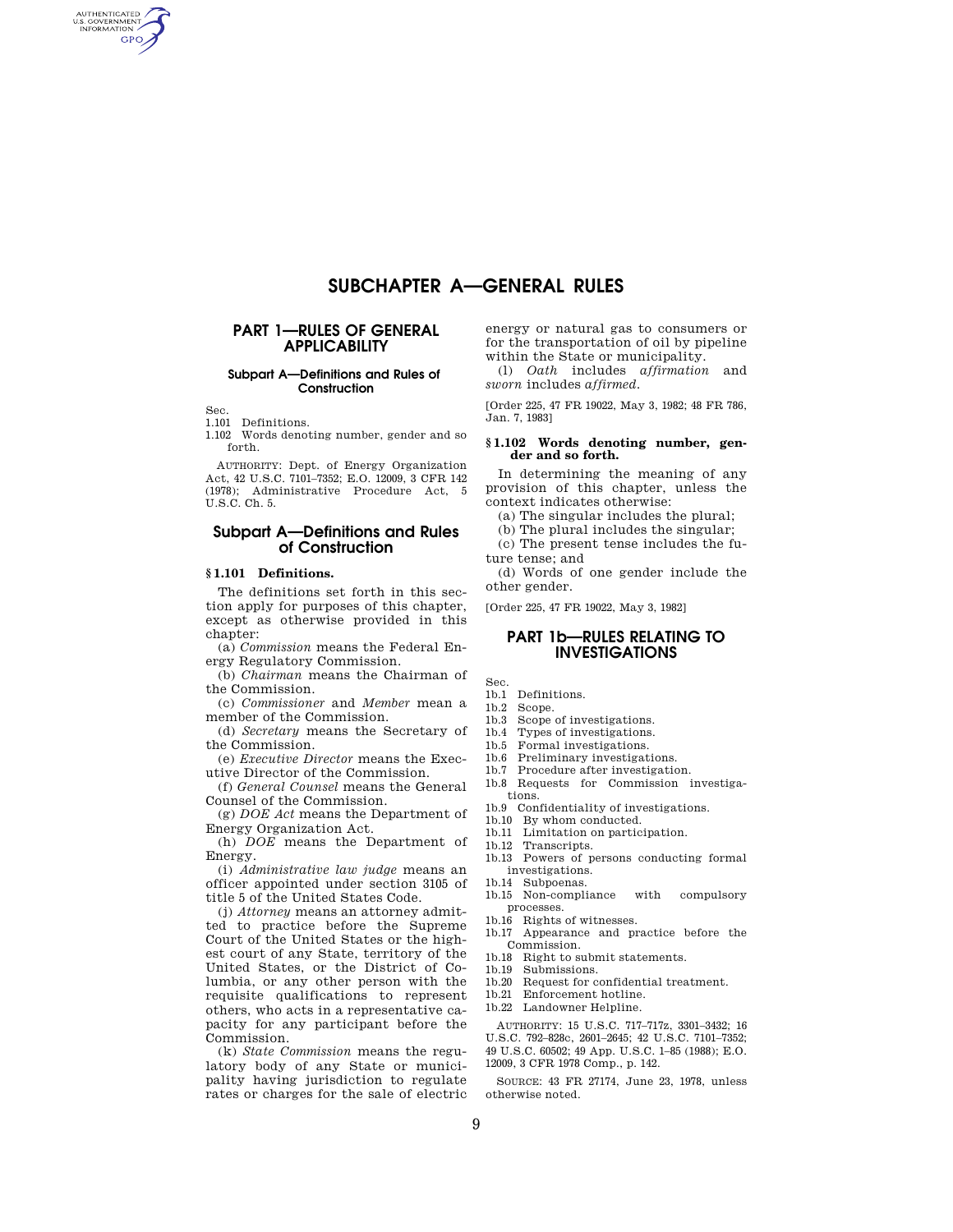# SUBCHAPTER A—GENERAL RULES

## PART 1—RULES OF GENERAL APPLICABILITY

### Subpart A—Definitions and Rules of Construction

Sec.
1.101 Definitions.
1.102 Words denoting number, gender and so forth.

AUTHORITY: Dept. of Energy Organization Act, 42 U.S.C. 7101–7352; E.O. 12009, 3 CFR 142 (1978); Administrative Procedure Act, 5 U.S.C. Ch. 5.

## Subpart A—Definitions and Rules of Construction

### § 1.101 Definitions.

The definitions set forth in this section apply for purposes of this chapter, except as otherwise provided in this chapter:

(a) *Commission* means the Federal Energy Regulatory Commission.

(b) *Chairman* means the Chairman of the Commission.

(c) *Commissioner* and *Member* mean a member of the Commission.

(d) *Secretary* means the Secretary of the Commission.

(e) *Executive Director* means the Executive Director of the Commission.

(f) *General Counsel* means the General Counsel of the Commission.

(g) *DOE Act* means the Department of Energy Organization Act.

(h) *DOE* means the Department of Energy.

(i) *Administrative law judge* means an officer appointed under section 3105 of title 5 of the United States Code.

(j) *Attorney* means an attorney admitted to practice before the Supreme Court of the United States or the highest court of any State, territory of the United States, or the District of Columbia, or any other person with the requisite qualifications to represent others, who acts in a representative capacity for any participant before the Commission.

(k) *State Commission* means the regulatory body of any State or municipality having jurisdiction to regulate rates or charges for the sale of electric energy or natural gas to consumers or for the transportation of oil by pipeline within the State or municipality.

(l) *Oath* includes *affirmation* and *sworn* includes *affirmed*.

[Order 225, 47 FR 19022, May 3, 1982; 48 FR 786, Jan. 7, 1983]

### § 1.102 Words denoting number, gender and so forth.

In determining the meaning of any provision of this chapter, unless the context indicates otherwise:

(a) The singular includes the plural;

(b) The plural includes the singular;

(c) The present tense includes the future tense; and

(d) Words of one gender include the other gender.

[Order 225, 47 FR 19022, May 3, 1982]

## PART 1b—RULES RELATING TO INVESTIGATIONS

Sec.
1b.1 Definitions.
1b.2 Scope.
1b.3 Scope of investigations.
1b.4 Types of investigations.
1b.5 Formal investigations.
1b.6 Preliminary investigations.
1b.7 Procedure after investigation.
1b.8 Requests for Commission investigations.
1b.9 Confidentiality of investigations.
1b.10 By whom conducted.
1b.11 Limitation on participation.
1b.12 Transcripts.
1b.13 Powers of persons conducting formal investigations.
1b.14 Subpoenas.
1b.15 Non-compliance with compulsory processes.
1b.16 Rights of witnesses.
1b.17 Appearance and practice before the Commission.
1b.18 Right to submit statements.
1b.19 Submissions.
1b.20 Request for confidential treatment.
1b.21 Enforcement hotline.
1b.22 Landowner Helpline.

AUTHORITY: 15 U.S.C. 717–717z, 3301–3432; 16 U.S.C. 792–828c, 2601–2645; 42 U.S.C. 7101–7352; 49 U.S.C. 60502; 49 App. U.S.C. 1–85 (1988); E.O. 12009, 3 CFR 1978 Comp., p. 142.

SOURCE: 43 FR 27174, June 23, 1978, unless otherwise noted.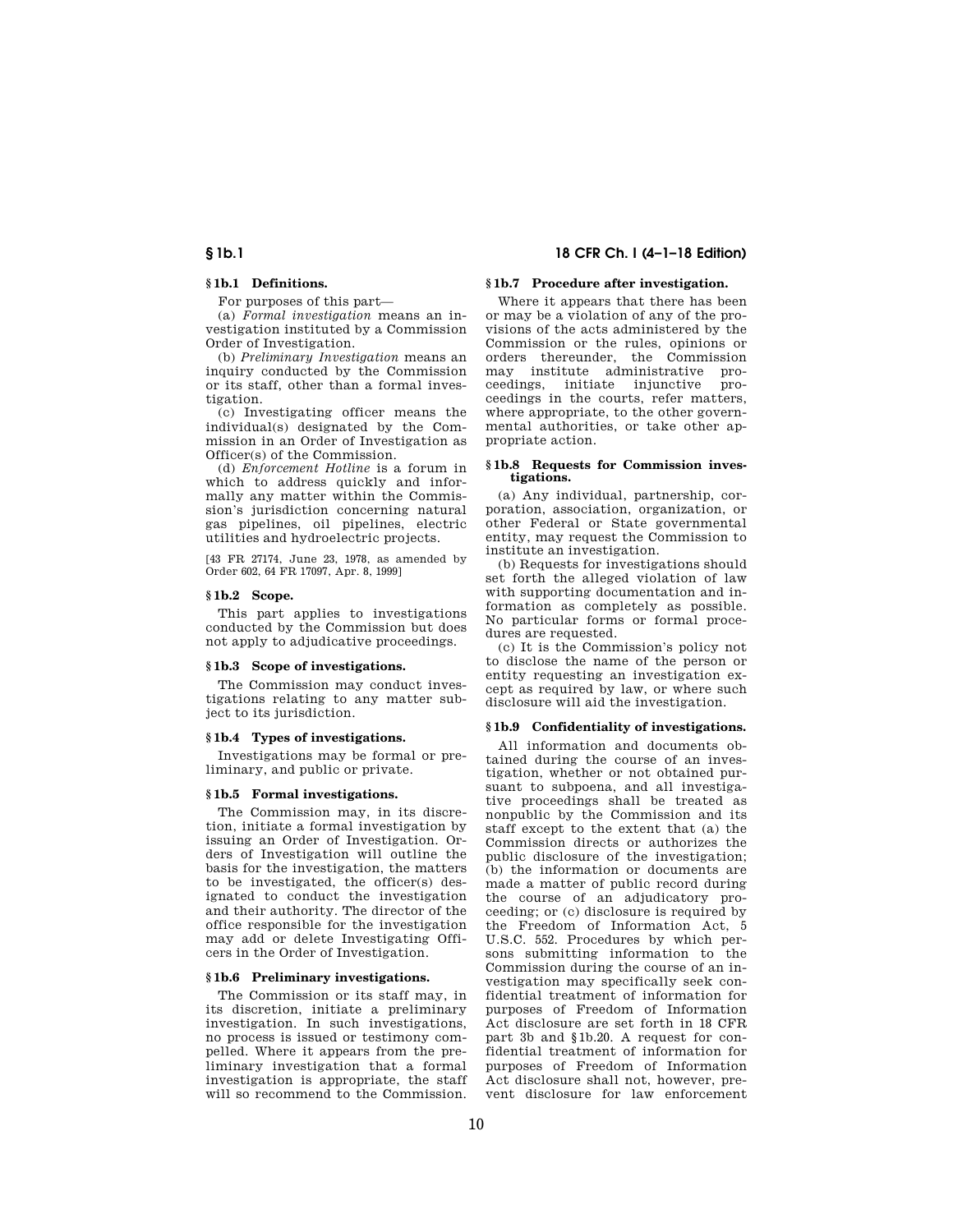### § 1b.1 Definitions.

For purposes of this part—

(a) *Formal investigation* means an investigation instituted by a Commission Order of Investigation.

(b) *Preliminary Investigation* means an inquiry conducted by the Commission or its staff, other than a formal investigation.

(c) Investigating officer means the individual(s) designated by the Commission in an Order of Investigation as Officer(s) of the Commission.

(d) *Enforcement Hotline* is a forum in which to address quickly and informally any matter within the Commission's jurisdiction concerning natural gas pipelines, oil pipelines, electric utilities and hydroelectric projects.

[43 FR 27174, June 23, 1978, as amended by Order 602, 64 FR 17097, Apr. 8, 1999]

### § 1b.2 Scope.

This part applies to investigations conducted by the Commission but does not apply to adjudicative proceedings.

### § 1b.3 Scope of investigations.

The Commission may conduct investigations relating to any matter subject to its jurisdiction.

### § 1b.4 Types of investigations.

Investigations may be formal or preliminary, and public or private.

### § 1b.5 Formal investigations.

The Commission may, in its discretion, initiate a formal investigation by issuing an Order of Investigation. Orders of Investigation will outline the basis for the investigation, the matters to be investigated, the officer(s) designated to conduct the investigation and their authority. The director of the office responsible for the investigation may add or delete Investigating Officers in the Order of Investigation.

### § 1b.6 Preliminary investigations.

The Commission or its staff may, in its discretion, initiate a preliminary investigation. In such investigations, no process is issued or testimony compelled. Where it appears from the preliminary investigation that a formal investigation is appropriate, the staff will so recommend to the Commission.

### § 1b.7 Procedure after investigation.

Where it appears that there has been or may be a violation of any of the provisions of the acts administered by the Commission or the rules, opinions or orders thereunder, the Commission may institute administrative proceedings, initiate injunctive proceedings in the courts, refer matters, where appropriate, to the other governmental authorities, or take other appropriate action.

### § 1b.8 Requests for Commission investigations.

(a) Any individual, partnership, corporation, association, organization, or other Federal or State governmental entity, may request the Commission to institute an investigation.

(b) Requests for investigations should set forth the alleged violation of law with supporting documentation and information as completely as possible. No particular forms or formal procedures are requested.

(c) It is the Commission's policy not to disclose the name of the person or entity requesting an investigation except as required by law, or where such disclosure will aid the investigation.

### § 1b.9 Confidentiality of investigations.

All information and documents obtained during the course of an investigation, whether or not obtained pursuant to subpoena, and all investigative proceedings shall be treated as nonpublic by the Commission and its staff except to the extent that (a) the Commission directs or authorizes the public disclosure of the investigation; (b) the information or documents are made a matter of public record during the course of an adjudicatory proceeding; or (c) disclosure is required by the Freedom of Information Act, 5 U.S.C. 552. Procedures by which persons submitting information to the Commission during the course of an investigation may specifically seek confidential treatment of information for purposes of Freedom of Information Act disclosure are set forth in 18 CFR part 3b and §1b.20. A request for confidential treatment of information for purposes of Freedom of Information Act disclosure shall not, however, prevent disclosure for law enforcement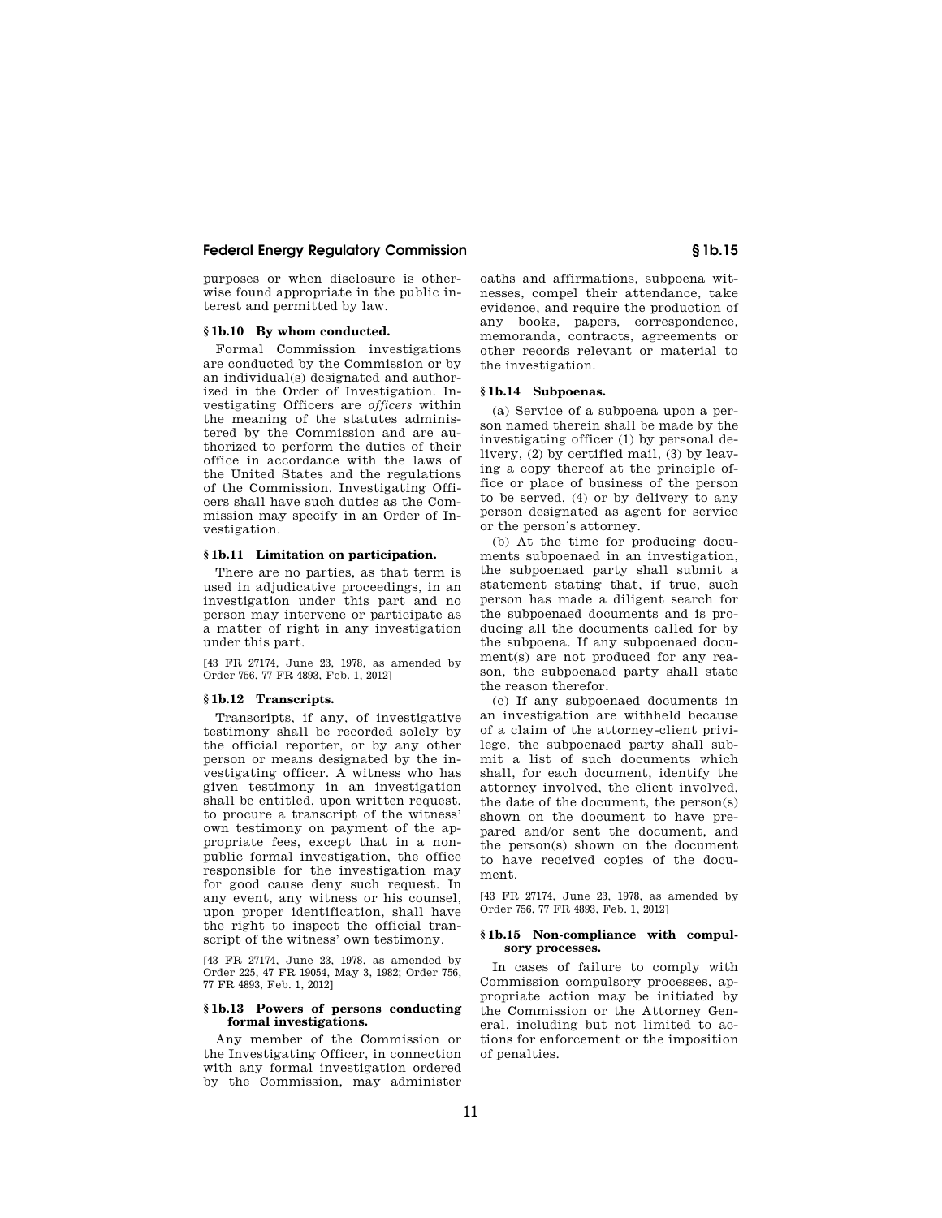purposes or when disclosure is otherwise found appropriate in the public interest and permitted by law.

### § 1b.10 By whom conducted.

Formal Commission investigations are conducted by the Commission or by an individual(s) designated and authorized in the Order of Investigation. Investigating Officers are *officers* within the meaning of the statutes administered by the Commission and are authorized to perform the duties of their office in accordance with the laws of the United States and the regulations of the Commission. Investigating Officers shall have such duties as the Commission may specify in an Order of Investigation.

### § 1b.11 Limitation on participation.

There are no parties, as that term is used in adjudicative proceedings, in an investigation under this part and no person may intervene or participate as a matter of right in any investigation under this part.

[43 FR 27174, June 23, 1978, as amended by Order 756, 77 FR 4893, Feb. 1, 2012]

### § 1b.12 Transcripts.

Transcripts, if any, of investigative testimony shall be recorded solely by the official reporter, or by any other person or means designated by the investigating officer. A witness who has given testimony in an investigation shall be entitled, upon written request, to procure a transcript of the witness' own testimony on payment of the appropriate fees, except that in a nonpublic formal investigation, the office responsible for the investigation may for good cause deny such request. In any event, any witness or his counsel, upon proper identification, shall have the right to inspect the official transcript of the witness' own testimony.

[43 FR 27174, June 23, 1978, as amended by Order 225, 47 FR 19054, May 3, 1982; Order 756, 77 FR 4893, Feb. 1, 2012]

### § 1b.13 Powers of persons conducting formal investigations.

Any member of the Commission or the Investigating Officer, in connection with any formal investigation ordered by the Commission, may administer oaths and affirmations, subpoena witnesses, compel their attendance, take evidence, and require the production of any books, papers, correspondence, memoranda, contracts, agreements or other records relevant or material to the investigation.

### § 1b.14 Subpoenas.

(a) Service of a subpoena upon a person named therein shall be made by the investigating officer (1) by personal delivery, (2) by certified mail, (3) by leaving a copy thereof at the principle office or place of business of the person to be served, (4) or by delivery to any person designated as agent for service or the person's attorney.

(b) At the time for producing documents subpoenaed in an investigation, the subpoenaed party shall submit a statement stating that, if true, such person has made a diligent search for the subpoenaed documents and is producing all the documents called for by the subpoena. If any subpoenaed document(s) are not produced for any reason, the subpoenaed party shall state the reason therefor.

(c) If any subpoenaed documents in an investigation are withheld because of a claim of the attorney-client privilege, the subpoenaed party shall submit a list of such documents which shall, for each document, identify the attorney involved, the client involved, the date of the document, the person(s) shown on the document to have prepared and/or sent the document, and the person(s) shown on the document to have received copies of the document.

[43 FR 27174, June 23, 1978, as amended by Order 756, 77 FR 4893, Feb. 1, 2012]

### § 1b.15 Non-compliance with compulsory processes.

In cases of failure to comply with Commission compulsory processes, appropriate action may be initiated by the Commission or the Attorney General, including but not limited to actions for enforcement or the imposition of penalties.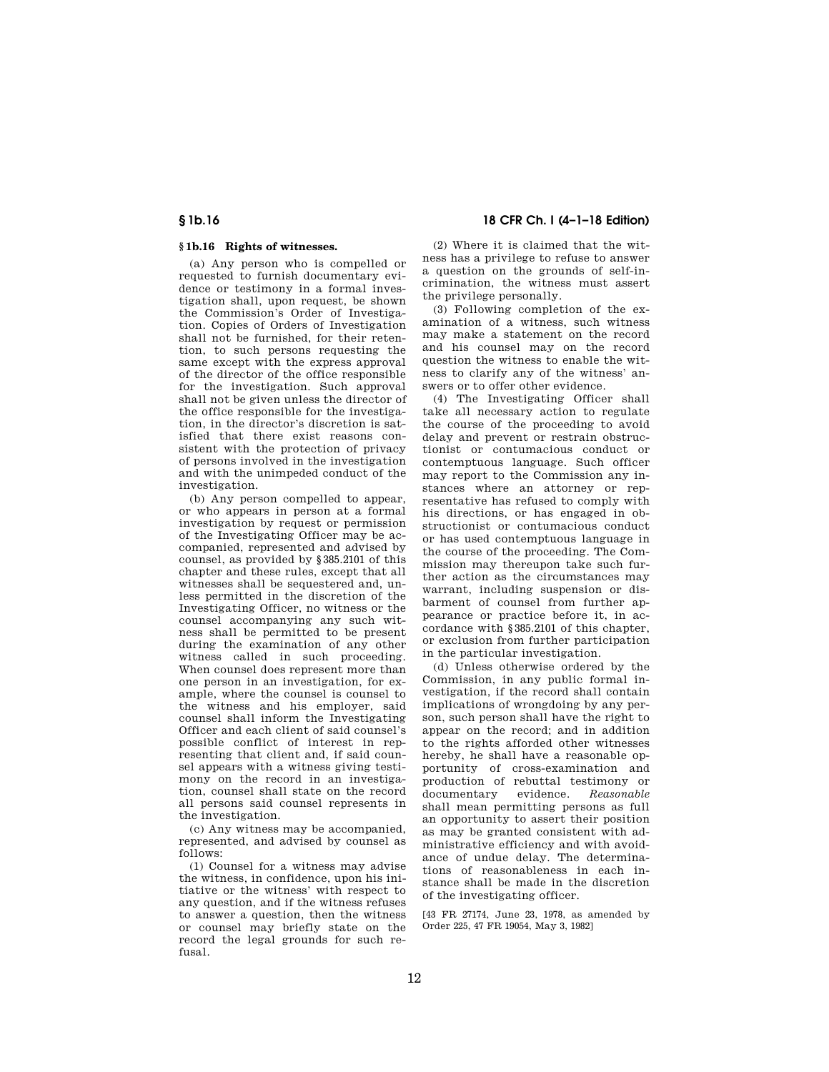### § 1b.16 Rights of witnesses.

(a) Any person who is compelled or requested to furnish documentary evidence or testimony in a formal investigation shall, upon request, be shown the Commission's Order of Investigation. Copies of Orders of Investigation shall not be furnished, for their retention, to such persons requesting the same except with the express approval of the director of the office responsible for the investigation. Such approval shall not be given unless the director of the office responsible for the investigation, in the director's discretion is satisfied that there exist reasons consistent with the protection of privacy of persons involved in the investigation and with the unimpeded conduct of the investigation.

(b) Any person compelled to appear, or who appears in person at a formal investigation by request or permission of the Investigating Officer may be accompanied, represented and advised by counsel, as provided by §385.2101 of this chapter and these rules, except that all witnesses shall be sequestered and, unless permitted in the discretion of the Investigating Officer, no witness or the counsel accompanying any such witness shall be permitted to be present during the examination of any other witness called in such proceeding. When counsel does represent more than one person in an investigation, for example, where the counsel is counsel to the witness and his employer, said counsel shall inform the Investigating Officer and each client of said counsel's possible conflict of interest in representing that client and, if said counsel appears with a witness giving testimony on the record in an investigation, counsel shall state on the record all persons said counsel represents in the investigation.

(c) Any witness may be accompanied, represented, and advised by counsel as follows:

(1) Counsel for a witness may advise the witness, in confidence, upon his initiative or the witness' with respect to any question, and if the witness refuses to answer a question, then the witness or counsel may briefly state on the record the legal grounds for such refusal.

(2) Where it is claimed that the witness has a privilege to refuse to answer a question on the grounds of self-incrimination, the witness must assert the privilege personally.

(3) Following completion of the examination of a witness, such witness may make a statement on the record and his counsel may on the record question the witness to enable the witness to clarify any of the witness' answers or to offer other evidence.

(4) The Investigating Officer shall take all necessary action to regulate the course of the proceeding to avoid delay and prevent or restrain obstructionist or contumacious conduct or contemptuous language. Such officer may report to the Commission any instances where an attorney or representative has refused to comply with his directions, or has engaged in obstructionist or contumacious conduct or has used contemptuous language in the course of the proceeding. The Commission may thereupon take such further action as the circumstances may warrant, including suspension or disbarment of counsel from further appearance or practice before it, in accordance with §385.2101 of this chapter, or exclusion from further participation in the particular investigation.

(d) Unless otherwise ordered by the Commission, in any public formal investigation, if the record shall contain implications of wrongdoing by any person, such person shall have the right to appear on the record; and in addition to the rights afforded other witnesses hereby, he shall have a reasonable opportunity of cross-examination and production of rebuttal testimony or documentary evidence. *Reasonable* shall mean permitting persons as full an opportunity to assert their position as may be granted consistent with administrative efficiency and with avoidance of undue delay. The determinations of reasonableness in each instance shall be made in the discretion of the investigating officer.

[43 FR 27174, June 23, 1978, as amended by Order 225, 47 FR 19054, May 3, 1982]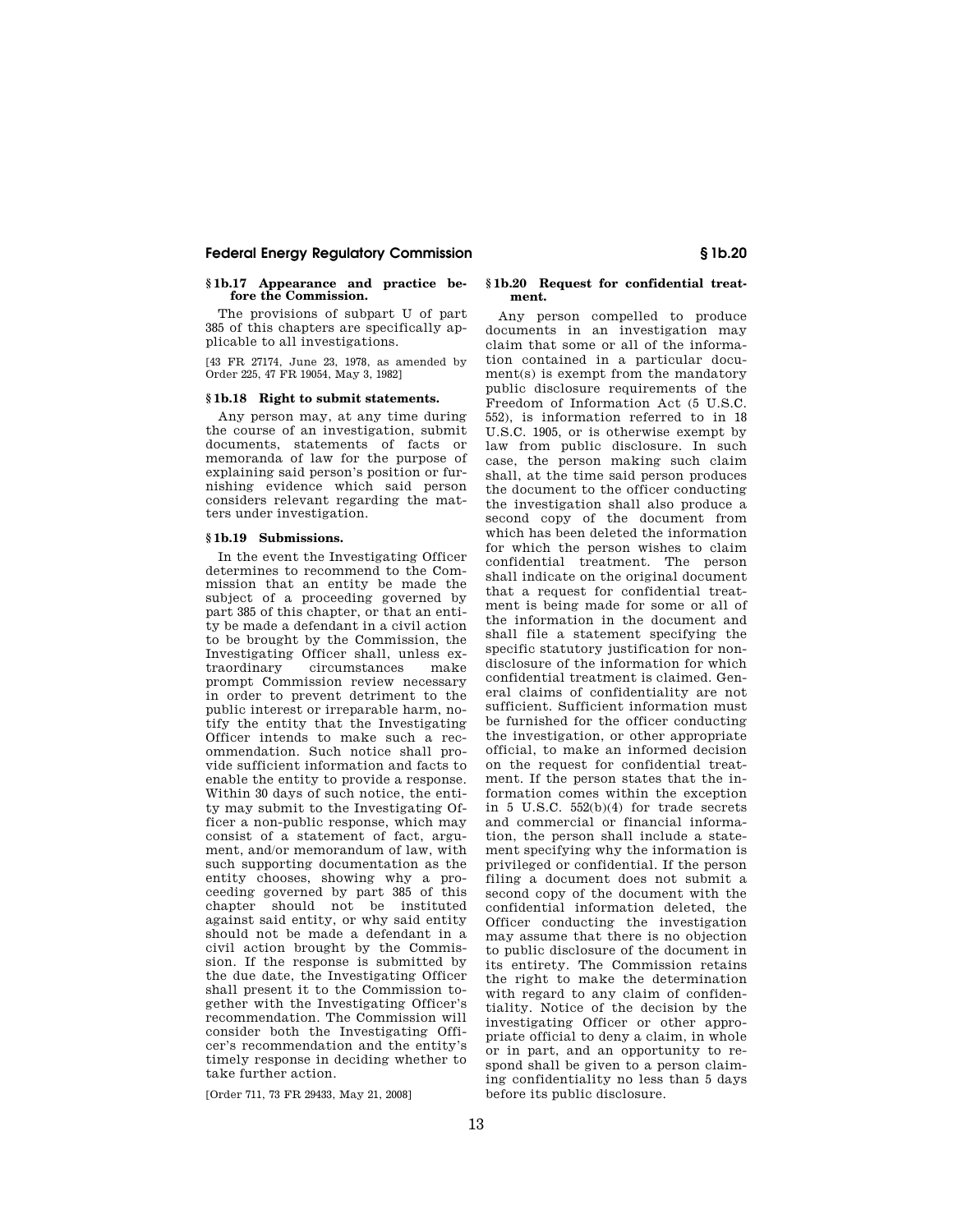### § 1b.17 Appearance and practice before the Commission.

The provisions of subpart U of part 385 of this chapters are specifically applicable to all investigations.

[43 FR 27174, June 23, 1978, as amended by Order 225, 47 FR 19054, May 3, 1982]

### § 1b.18 Right to submit statements.

Any person may, at any time during the course of an investigation, submit documents, statements of facts or memoranda of law for the purpose of explaining said person's position or furnishing evidence which said person considers relevant regarding the matters under investigation.

### § 1b.19 Submissions.

In the event the Investigating Officer determines to recommend to the Commission that an entity be made the subject of a proceeding governed by part 385 of this chapter, or that an entity be made a defendant in a civil action to be brought by the Commission, the Investigating Officer shall, unless extraordinary circumstances make prompt Commission review necessary in order to prevent detriment to the public interest or irreparable harm, notify the entity that the Investigating Officer intends to make such a recommendation. Such notice shall provide sufficient information and facts to enable the entity to provide a response. Within 30 days of such notice, the entity may submit to the Investigating Officer a non-public response, which may consist of a statement of fact, argument, and/or memorandum of law, with such supporting documentation as the entity chooses, showing why a proceeding governed by part 385 of this chapter should not be instituted against said entity, or why said entity should not be made a defendant in a civil action brought by the Commission. If the response is submitted by the due date, the Investigating Officer shall present it to the Commission together with the Investigating Officer's recommendation. The Commission will consider both the Investigating Officer's recommendation and the entity's timely response in deciding whether to take further action.

[Order 711, 73 FR 29433, May 21, 2008]

### § 1b.20 Request for confidential treatment.

Any person compelled to produce documents in an investigation may claim that some or all of the information contained in a particular document(s) is exempt from the mandatory public disclosure requirements of the Freedom of Information Act (5 U.S.C. 552), is information referred to in 18 U.S.C. 1905, or is otherwise exempt by law from public disclosure. In such case, the person making such claim shall, at the time said person produces the document to the officer conducting the investigation shall also produce a second copy of the document from which has been deleted the information for which the person wishes to claim confidential treatment. The person shall indicate on the original document that a request for confidential treatment is being made for some or all of the information in the document and shall file a statement specifying the specific statutory justification for nondisclosure of the information for which confidential treatment is claimed. General claims of confidentiality are not sufficient. Sufficient information must be furnished for the officer conducting the investigation, or other appropriate official, to make an informed decision on the request for confidential treatment. If the person states that the information comes within the exception in 5 U.S.C. 552(b)(4) for trade secrets and commercial or financial information, the person shall include a statement specifying why the information is privileged or confidential. If the person filing a document does not submit a second copy of the document with the confidential information deleted, the Officer conducting the investigation may assume that there is no objection to public disclosure of the document in its entirety. The Commission retains the right to make the determination with regard to any claim of confidentiality. Notice of the decision by the investigating Officer or other appropriate official to deny a claim, in whole or in part, and an opportunity to respond shall be given to a person claiming confidentiality no less than 5 days before its public disclosure.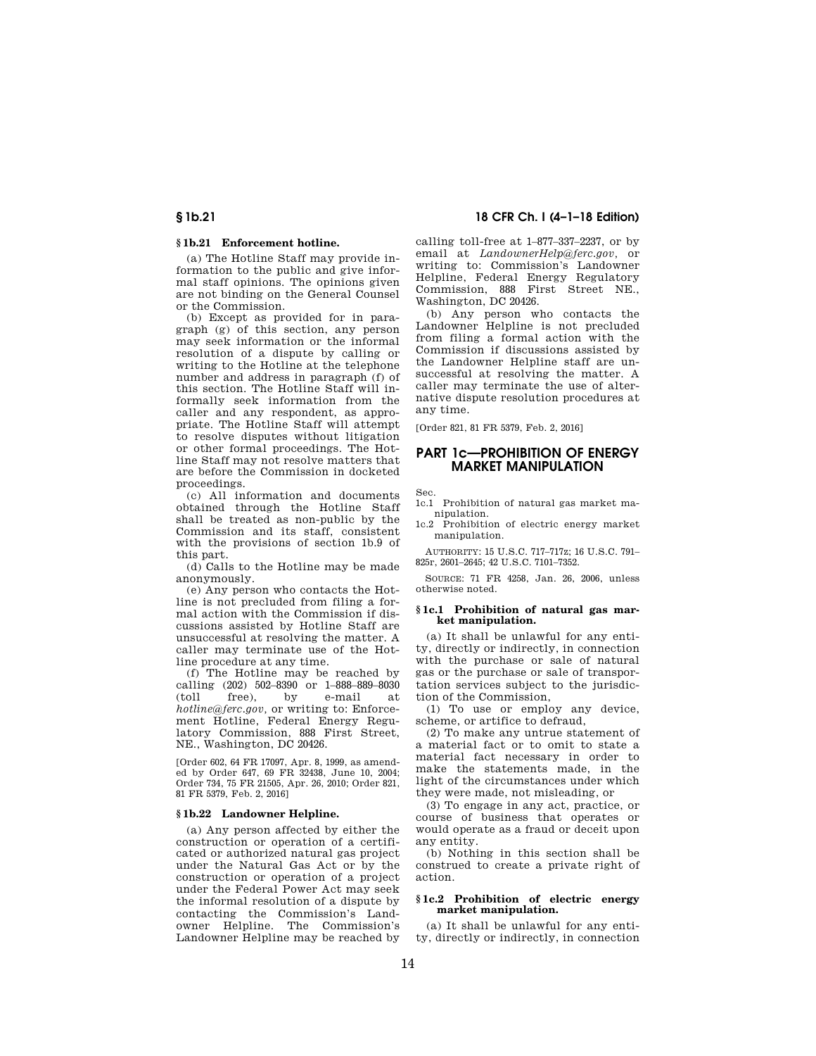### § 1b.21 Enforcement hotline.

(a) The Hotline Staff may provide information to the public and give informal staff opinions. The opinions given are not binding on the General Counsel or the Commission.

(b) Except as provided for in paragraph (g) of this section, any person may seek information or the informal resolution of a dispute by calling or writing to the Hotline at the telephone number and address in paragraph (f) of this section. The Hotline Staff will informally seek information from the caller and any respondent, as appropriate. The Hotline Staff will attempt to resolve disputes without litigation or other formal proceedings. The Hotline Staff may not resolve matters that are before the Commission in docketed proceedings.

(c) All information and documents obtained through the Hotline Staff shall be treated as non-public by the Commission and its staff, consistent with the provisions of section 1b.9 of this part.

(d) Calls to the Hotline may be made anonymously.

(e) Any person who contacts the Hotline is not precluded from filing a formal action with the Commission if discussions assisted by Hotline Staff are unsuccessful at resolving the matter. A caller may terminate use of the Hotline procedure at any time.

(f) The Hotline may be reached by calling (202) 502–8390 or 1–888–889–8030 (toll free), by e-mail at *hotline@ferc.gov*, or writing to: Enforcement Hotline, Federal Energy Regulatory Commission, 888 First Street, NE., Washington, DC 20426.

[Order 602, 64 FR 17097, Apr. 8, 1999, as amended by Order 647, 69 FR 32438, June 10, 2004; Order 734, 75 FR 21505, Apr. 26, 2010; Order 821, 81 FR 5379, Feb. 2, 2016]

### § 1b.22 Landowner Helpline.

(a) Any person affected by either the construction or operation of a certificated or authorized natural gas project under the Natural Gas Act or by the construction or operation of a project under the Federal Power Act may seek the informal resolution of a dispute by contacting the Commission's Landowner Helpline. The Commission's Landowner Helpline may be reached by calling toll-free at 1–877–337–2237, or by email at *LandownerHelp@ferc.gov*, or writing to: Commission's Landowner Helpline, Federal Energy Regulatory Commission, 888 First Street NE., Washington, DC 20426.

(b) Any person who contacts the Landowner Helpline is not precluded from filing a formal action with the Commission if discussions assisted by the Landowner Helpline staff are unsuccessful at resolving the matter. A caller may terminate the use of alternative dispute resolution procedures at any time.

[Order 821, 81 FR 5379, Feb. 2, 2016]

## PART 1c—PROHIBITION OF ENERGY MARKET MANIPULATION

Sec.

1c.1 Prohibition of natural gas market manipulation.

1c.2 Prohibition of electric energy market manipulation.

AUTHORITY: 15 U.S.C. 717–717z; 16 U.S.C. 791–825r, 2601–2645; 42 U.S.C. 7101–7352.

SOURCE: 71 FR 4258, Jan. 26, 2006, unless otherwise noted.

### § 1c.1 Prohibition of natural gas market manipulation.

(a) It shall be unlawful for any entity, directly or indirectly, in connection with the purchase or sale of natural gas or the purchase or sale of transportation services subject to the jurisdiction of the Commission,

(1) To use or employ any device, scheme, or artifice to defraud,

(2) To make any untrue statement of a material fact or to omit to state a material fact necessary in order to make the statements made, in the light of the circumstances under which they were made, not misleading, or

(3) To engage in any act, practice, or course of business that operates or would operate as a fraud or deceit upon any entity.

(b) Nothing in this section shall be construed to create a private right of action.

### § 1c.2 Prohibition of electric energy market manipulation.

(a) It shall be unlawful for any entity, directly or indirectly, in connection